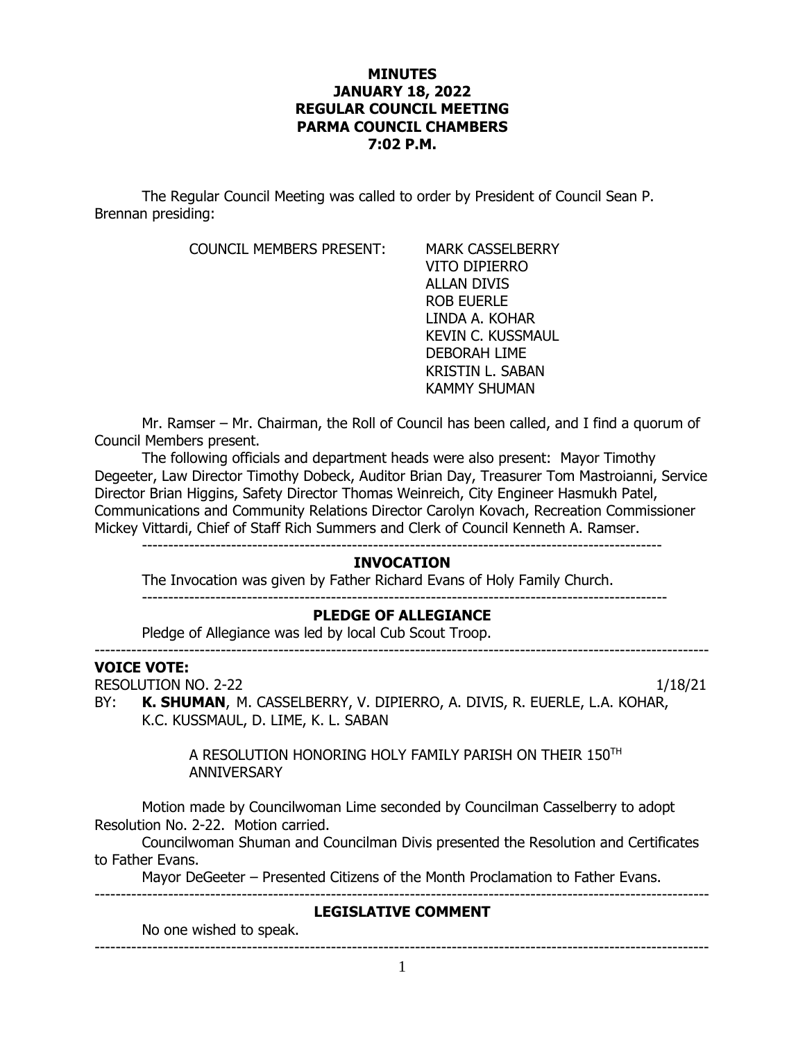**MINUTES**
**JANUARY 18, 2022**
**REGULAR COUNCIL MEETING**
**PARMA COUNCIL CHAMBERS**
**7:02 P.M.**

The Regular Council Meeting was called to order by President of Council Sean P. Brennan presiding:

COUNCIL MEMBERS PRESENT:
MARK CASSELBERRY
VITO DIPIERRO
ALLAN DIVIS
ROB EUERLE
LINDA A. KOHAR
KEVIN C. KUSSMAUL
DEBORAH LIME
KRISTIN L. SABAN
KAMMY SHUMAN

Mr. Ramser – Mr. Chairman, the Roll of Council has been called, and I find a quorum of Council Members present.

The following officials and department heads were also present: Mayor Timothy Degeeter, Law Director Timothy Dobeck, Auditor Brian Day, Treasurer Tom Mastroianni, Service Director Brian Higgins, Safety Director Thomas Weinreich, City Engineer Hasmukh Patel, Communications and Community Relations Director Carolyn Kovach, Recreation Commissioner Mickey Vittardi, Chief of Staff Rich Summers and Clerk of Council Kenneth A. Ramser.

---

## INVOCATION

The Invocation was given by Father Richard Evans of Holy Family Church.

---

## PLEDGE OF ALLEGIANCE

Pledge of Allegiance was led by local Cub Scout Troop.

---

**VOICE VOTE:**

RESOLUTION NO. 2-22 1/18/21

BY: **K. SHUMAN**, M. CASSELBERRY, V. DIPIERRO, A. DIVIS, R. EUERLE, L.A. KOHAR, K.C. KUSSMAUL, D. LIME, K. L. SABAN

A RESOLUTION HONORING HOLY FAMILY PARISH ON THEIR 150$^{TH}$ ANNIVERSARY

Motion made by Councilwoman Lime seconded by Councilman Casselberry to adopt Resolution No. 2-22. Motion carried.

Councilwoman Shuman and Councilman Divis presented the Resolution and Certificates to Father Evans.

Mayor DeGeeter – Presented Citizens of the Month Proclamation to Father Evans.

---

## LEGISLATIVE COMMENT

No one wished to speak.

---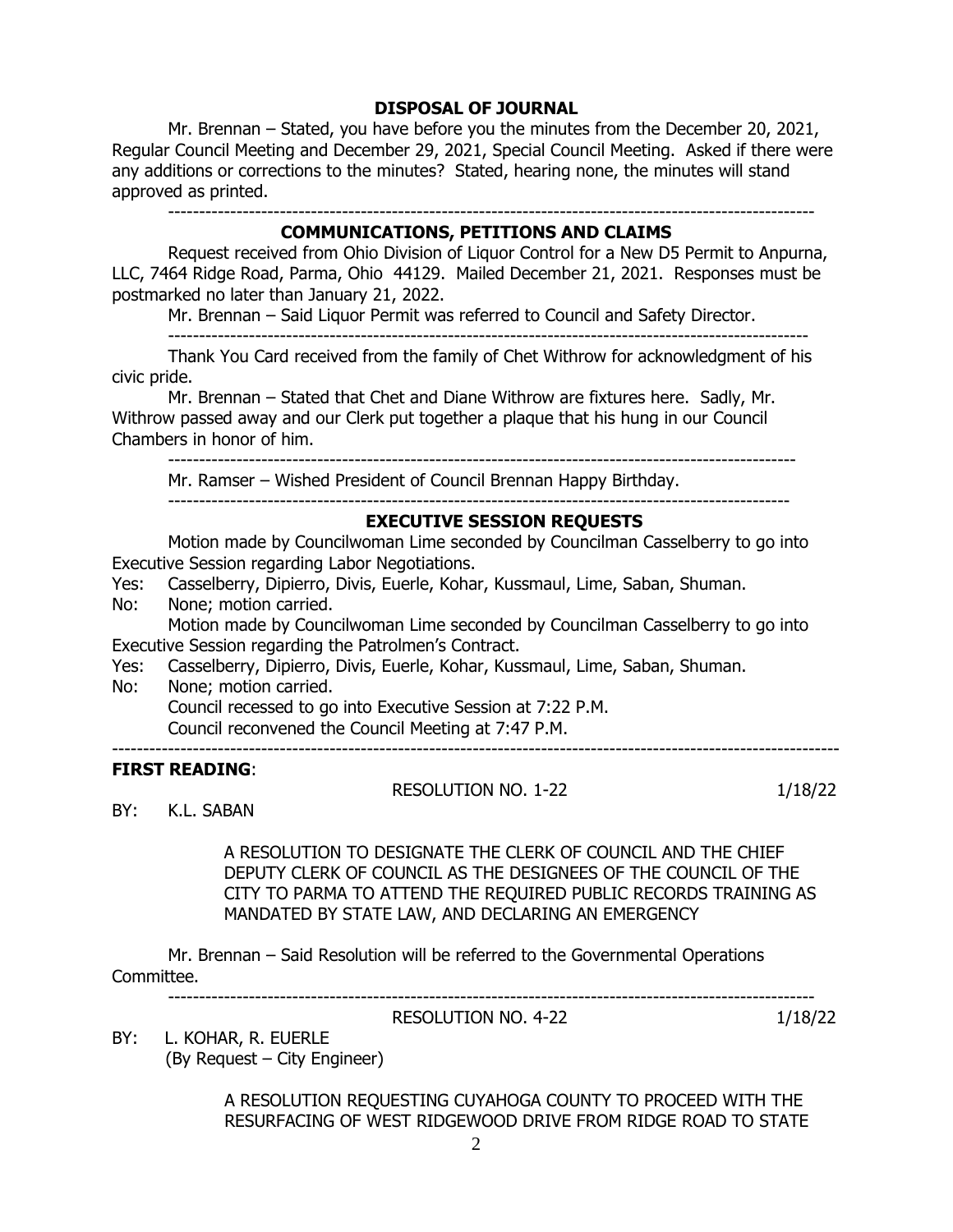## DISPOSAL OF JOURNAL

Mr. Brennan – Stated, you have before you the minutes from the December 20, 2021, Regular Council Meeting and December 29, 2021, Special Council Meeting. Asked if there were any additions or corrections to the minutes? Stated, hearing none, the minutes will stand approved as printed.

---

## COMMUNICATIONS, PETITIONS AND CLAIMS

Request received from Ohio Division of Liquor Control for a New D5 Permit to Anpurna, LLC, 7464 Ridge Road, Parma, Ohio 44129. Mailed December 21, 2021. Responses must be postmarked no later than January 21, 2022.

Mr. Brennan – Said Liquor Permit was referred to Council and Safety Director.

---

Thank You Card received from the family of Chet Withrow for acknowledgment of his civic pride.

Mr. Brennan – Stated that Chet and Diane Withrow are fixtures here. Sadly, Mr. Withrow passed away and our Clerk put together a plaque that his hung in our Council Chambers in honor of him.

---

Mr. Ramser – Wished President of Council Brennan Happy Birthday.

---

## EXECUTIVE SESSION REQUESTS

Motion made by Councilwoman Lime seconded by Councilman Casselberry to go into Executive Session regarding Labor Negotiations.

Yes: Casselberry, Dipierro, Divis, Euerle, Kohar, Kussmaul, Lime, Saban, Shuman.
No: None; motion carried.

Motion made by Councilwoman Lime seconded by Councilman Casselberry to go into Executive Session regarding the Patrolmen's Contract.

Yes: Casselberry, Dipierro, Divis, Euerle, Kohar, Kussmaul, Lime, Saban, Shuman.
No: None; motion carried.

Council recessed to go into Executive Session at 7:22 P.M.
Council reconvened the Council Meeting at 7:47 P.M.

---

**FIRST READING**:

RESOLUTION NO. 1-22 1/18/22

BY: K.L. SABAN

A RESOLUTION TO DESIGNATE THE CLERK OF COUNCIL AND THE CHIEF DEPUTY CLERK OF COUNCIL AS THE DESIGNEES OF THE COUNCIL OF THE CITY TO PARMA TO ATTEND THE REQUIRED PUBLIC RECORDS TRAINING AS MANDATED BY STATE LAW, AND DECLARING AN EMERGENCY

Mr. Brennan – Said Resolution will be referred to the Governmental Operations Committee.

---

RESOLUTION NO. 4-22 1/18/22

BY: L. KOHAR, R. EUERLE
(By Request – City Engineer)

A RESOLUTION REQUESTING CUYAHOGA COUNTY TO PROCEED WITH THE RESURFACING OF WEST RIDGEWOOD DRIVE FROM RIDGE ROAD TO STATE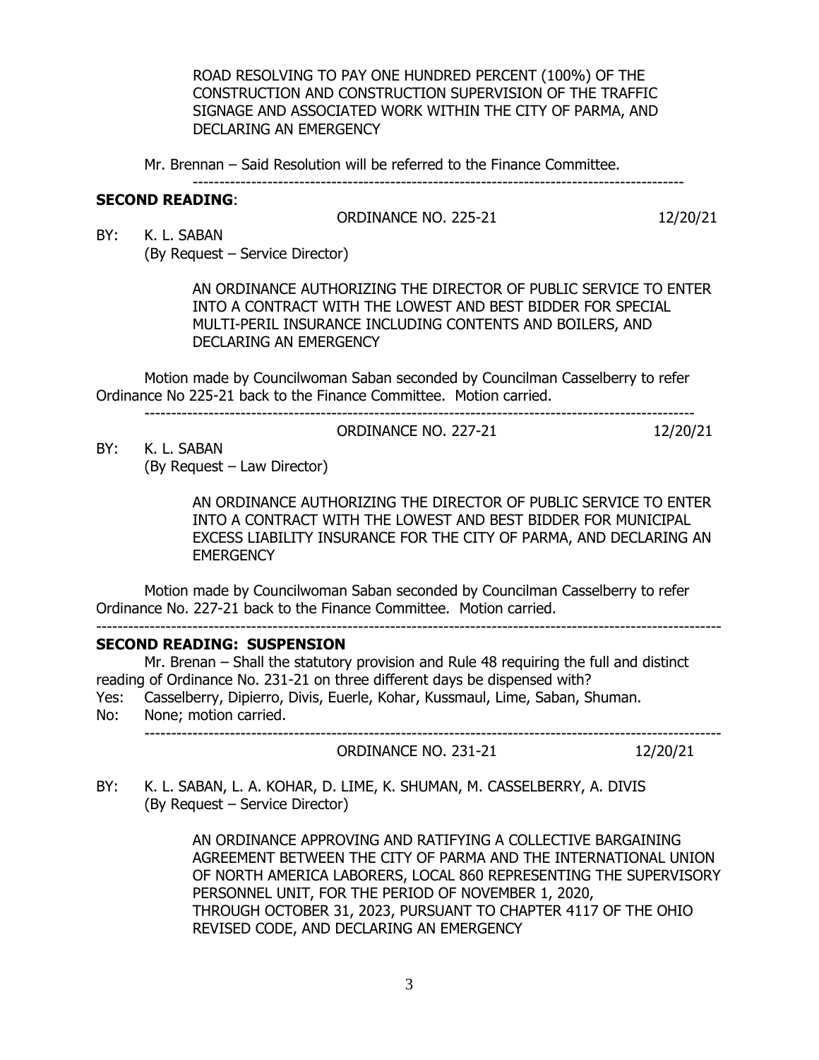ROAD RESOLVING TO PAY ONE HUNDRED PERCENT (100%) OF THE CONSTRUCTION AND CONSTRUCTION SUPERVISION OF THE TRAFFIC SIGNAGE AND ASSOCIATED WORK WITHIN THE CITY OF PARMA, AND DECLARING AN EMERGENCY

Mr. Brennan – Said Resolution will be referred to the Finance Committee.

---

**SECOND READING**:

ORDINANCE NO. 225-21 12/20/21

BY: K. L. SABAN
(By Request – Service Director)

AN ORDINANCE AUTHORIZING THE DIRECTOR OF PUBLIC SERVICE TO ENTER INTO A CONTRACT WITH THE LOWEST AND BEST BIDDER FOR SPECIAL MULTI-PERIL INSURANCE INCLUDING CONTENTS AND BOILERS, AND DECLARING AN EMERGENCY

Motion made by Councilwoman Saban seconded by Councilman Casselberry to refer Ordinance No 225-21 back to the Finance Committee. Motion carried.

---

ORDINANCE NO. 227-21 12/20/21

BY: K. L. SABAN
(By Request – Law Director)

AN ORDINANCE AUTHORIZING THE DIRECTOR OF PUBLIC SERVICE TO ENTER INTO A CONTRACT WITH THE LOWEST AND BEST BIDDER FOR MUNICIPAL EXCESS LIABILITY INSURANCE FOR THE CITY OF PARMA, AND DECLARING AN EMERGENCY

Motion made by Councilwoman Saban seconded by Councilman Casselberry to refer Ordinance No. 227-21 back to the Finance Committee. Motion carried.

---

**SECOND READING: SUSPENSION**

Mr. Brenan – Shall the statutory provision and Rule 48 requiring the full and distinct reading of Ordinance No. 231-21 on three different days be dispensed with?

Yes: Casselberry, Dipierro, Divis, Euerle, Kohar, Kussmaul, Lime, Saban, Shuman.
No: None; motion carried.

---

ORDINANCE NO. 231-21 12/20/21

BY: K. L. SABAN, L. A. KOHAR, D. LIME, K. SHUMAN, M. CASSELBERRY, A. DIVIS
(By Request – Service Director)

AN ORDINANCE APPROVING AND RATIFYING A COLLECTIVE BARGAINING AGREEMENT BETWEEN THE CITY OF PARMA AND THE INTERNATIONAL UNION OF NORTH AMERICA LABORERS, LOCAL 860 REPRESENTING THE SUPERVISORY PERSONNEL UNIT, FOR THE PERIOD OF NOVEMBER 1, 2020, THROUGH OCTOBER 31, 2023, PURSUANT TO CHAPTER 4117 OF THE OHIO REVISED CODE, AND DECLARING AN EMERGENCY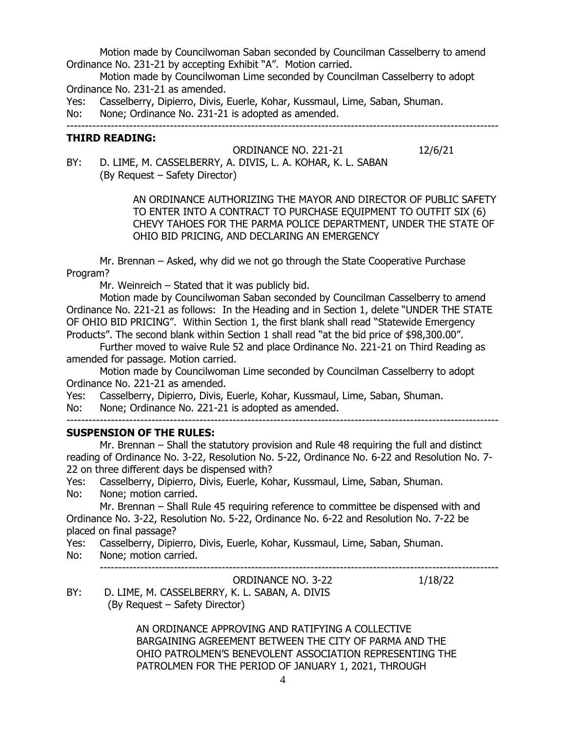Motion made by Councilwoman Saban seconded by Councilman Casselberry to amend Ordinance No. 231-21 by accepting Exhibit "A". Motion carried.

Motion made by Councilwoman Lime seconded by Councilman Casselberry to adopt Ordinance No. 231-21 as amended.

Yes: Casselberry, Dipierro, Divis, Euerle, Kohar, Kussmaul, Lime, Saban, Shuman.
No: None; Ordinance No. 231-21 is adopted as amended.

---

**THIRD READING:**

ORDINANCE NO. 221-21 12/6/21

BY: D. LIME, M. CASSELBERRY, A. DIVIS, L. A. KOHAR, K. L. SABAN
(By Request – Safety Director)

AN ORDINANCE AUTHORIZING THE MAYOR AND DIRECTOR OF PUBLIC SAFETY TO ENTER INTO A CONTRACT TO PURCHASE EQUIPMENT TO OUTFIT SIX (6) CHEVY TAHOES FOR THE PARMA POLICE DEPARTMENT, UNDER THE STATE OF OHIO BID PRICING, AND DECLARING AN EMERGENCY

Mr. Brennan – Asked, why did we not go through the State Cooperative Purchase Program?

Mr. Weinreich – Stated that it was publicly bid.

Motion made by Councilwoman Saban seconded by Councilman Casselberry to amend Ordinance No. 221-21 as follows: In the Heading and in Section 1, delete "UNDER THE STATE OF OHIO BID PRICING". Within Section 1, the first blank shall read "Statewide Emergency Products". The second blank within Section 1 shall read "at the bid price of $98,300.00".

Further moved to waive Rule 52 and place Ordinance No. 221-21 on Third Reading as amended for passage. Motion carried.

Motion made by Councilwoman Lime seconded by Councilman Casselberry to adopt Ordinance No. 221-21 as amended.

Yes: Casselberry, Dipierro, Divis, Euerle, Kohar, Kussmaul, Lime, Saban, Shuman.
No: None; Ordinance No. 221-21 is adopted as amended.

---

**SUSPENSION OF THE RULES:**

Mr. Brennan – Shall the statutory provision and Rule 48 requiring the full and distinct reading of Ordinance No. 3-22, Resolution No. 5-22, Ordinance No. 6-22 and Resolution No. 7-22 on three different days be dispensed with?

Yes: Casselberry, Dipierro, Divis, Euerle, Kohar, Kussmaul, Lime, Saban, Shuman.
No: None; motion carried.

Mr. Brennan – Shall Rule 45 requiring reference to committee be dispensed with and Ordinance No. 3-22, Resolution No. 5-22, Ordinance No. 6-22 and Resolution No. 7-22 be placed on final passage?

Yes: Casselberry, Dipierro, Divis, Euerle, Kohar, Kussmaul, Lime, Saban, Shuman.
No: None; motion carried.

---

ORDINANCE NO. 3-22 1/18/22

BY: D. LIME, M. CASSELBERRY, K. L. SABAN, A. DIVIS
(By Request – Safety Director)

AN ORDINANCE APPROVING AND RATIFYING A COLLECTIVE BARGAINING AGREEMENT BETWEEN THE CITY OF PARMA AND THE OHIO PATROLMEN'S BENEVOLENT ASSOCIATION REPRESENTING THE PATROLMEN FOR THE PERIOD OF JANUARY 1, 2021, THROUGH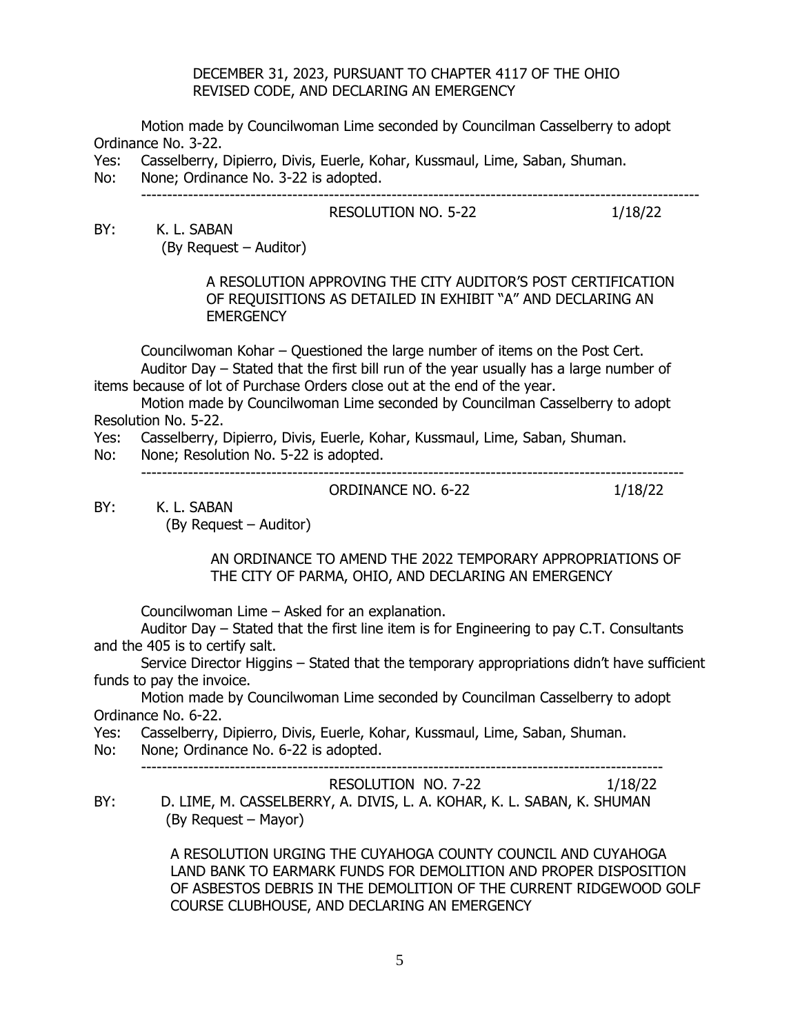DECEMBER 31, 2023, PURSUANT TO CHAPTER 4117 OF THE OHIO REVISED CODE, AND DECLARING AN EMERGENCY

Motion made by Councilwoman Lime seconded by Councilman Casselberry to adopt Ordinance No. 3-22.

Yes: Casselberry, Dipierro, Divis, Euerle, Kohar, Kussmaul, Lime, Saban, Shuman.
No: None; Ordinance No. 3-22 is adopted.

---

RESOLUTION NO. 5-22 1/18/22

BY: K. L. SABAN
(By Request – Auditor)

A RESOLUTION APPROVING THE CITY AUDITOR'S POST CERTIFICATION OF REQUISITIONS AS DETAILED IN EXHIBIT "A" AND DECLARING AN EMERGENCY

Councilwoman Kohar – Questioned the large number of items on the Post Cert.

Auditor Day – Stated that the first bill run of the year usually has a large number of items because of lot of Purchase Orders close out at the end of the year.

Motion made by Councilwoman Lime seconded by Councilman Casselberry to adopt Resolution No. 5-22.

Yes: Casselberry, Dipierro, Divis, Euerle, Kohar, Kussmaul, Lime, Saban, Shuman.
No: None; Resolution No. 5-22 is adopted.

---

ORDINANCE NO. 6-22 1/18/22

BY: K. L. SABAN
(By Request – Auditor)

AN ORDINANCE TO AMEND THE 2022 TEMPORARY APPROPRIATIONS OF THE CITY OF PARMA, OHIO, AND DECLARING AN EMERGENCY

Councilwoman Lime – Asked for an explanation.

Auditor Day – Stated that the first line item is for Engineering to pay C.T. Consultants and the 405 is to certify salt.

Service Director Higgins – Stated that the temporary appropriations didn't have sufficient funds to pay the invoice.

Motion made by Councilwoman Lime seconded by Councilman Casselberry to adopt Ordinance No. 6-22.

Yes: Casselberry, Dipierro, Divis, Euerle, Kohar, Kussmaul, Lime, Saban, Shuman.
No: None; Ordinance No. 6-22 is adopted.

---

RESOLUTION NO. 7-22 1/18/22

BY: D. LIME, M. CASSELBERRY, A. DIVIS, L. A. KOHAR, K. L. SABAN, K. SHUMAN
(By Request – Mayor)

A RESOLUTION URGING THE CUYAHOGA COUNTY COUNCIL AND CUYAHOGA LAND BANK TO EARMARK FUNDS FOR DEMOLITION AND PROPER DISPOSITION OF ASBESTOS DEBRIS IN THE DEMOLITION OF THE CURRENT RIDGEWOOD GOLF COURSE CLUBHOUSE, AND DECLARING AN EMERGENCY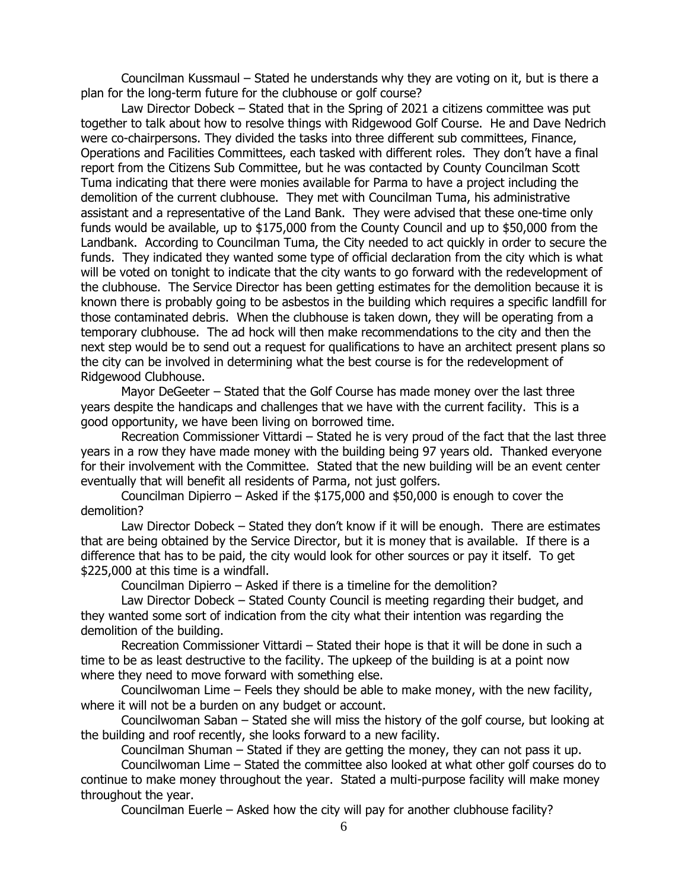Councilman Kussmaul – Stated he understands why they are voting on it, but is there a plan for the long-term future for the clubhouse or golf course?

Law Director Dobeck – Stated that in the Spring of 2021 a citizens committee was put together to talk about how to resolve things with Ridgewood Golf Course. He and Dave Nedrich were co-chairpersons. They divided the tasks into three different sub committees, Finance, Operations and Facilities Committees, each tasked with different roles. They don't have a final report from the Citizens Sub Committee, but he was contacted by County Councilman Scott Tuma indicating that there were monies available for Parma to have a project including the demolition of the current clubhouse. They met with Councilman Tuma, his administrative assistant and a representative of the Land Bank. They were advised that these one-time only funds would be available, up to $175,000 from the County Council and up to $50,000 from the Landbank. According to Councilman Tuma, the City needed to act quickly in order to secure the funds. They indicated they wanted some type of official declaration from the city which is what will be voted on tonight to indicate that the city wants to go forward with the redevelopment of the clubhouse. The Service Director has been getting estimates for the demolition because it is known there is probably going to be asbestos in the building which requires a specific landfill for those contaminated debris. When the clubhouse is taken down, they will be operating from a temporary clubhouse. The ad hock will then make recommendations to the city and then the next step would be to send out a request for qualifications to have an architect present plans so the city can be involved in determining what the best course is for the redevelopment of Ridgewood Clubhouse.

Mayor DeGeeter – Stated that the Golf Course has made money over the last three years despite the handicaps and challenges that we have with the current facility. This is a good opportunity, we have been living on borrowed time.

Recreation Commissioner Vittardi – Stated he is very proud of the fact that the last three years in a row they have made money with the building being 97 years old. Thanked everyone for their involvement with the Committee. Stated that the new building will be an event center eventually that will benefit all residents of Parma, not just golfers.

Councilman Dipierro – Asked if the $175,000 and $50,000 is enough to cover the demolition?

Law Director Dobeck – Stated they don't know if it will be enough. There are estimates that are being obtained by the Service Director, but it is money that is available. If there is a difference that has to be paid, the city would look for other sources or pay it itself. To get $225,000 at this time is a windfall.

Councilman Dipierro – Asked if there is a timeline for the demolition?

Law Director Dobeck – Stated County Council is meeting regarding their budget, and they wanted some sort of indication from the city what their intention was regarding the demolition of the building.

Recreation Commissioner Vittardi – Stated their hope is that it will be done in such a time to be as least destructive to the facility. The upkeep of the building is at a point now where they need to move forward with something else.

Councilwoman Lime – Feels they should be able to make money, with the new facility, where it will not be a burden on any budget or account.

Councilwoman Saban – Stated she will miss the history of the golf course, but looking at the building and roof recently, she looks forward to a new facility.

Councilman Shuman – Stated if they are getting the money, they can not pass it up.

Councilwoman Lime – Stated the committee also looked at what other golf courses do to continue to make money throughout the year. Stated a multi-purpose facility will make money throughout the year.

Councilman Euerle – Asked how the city will pay for another clubhouse facility?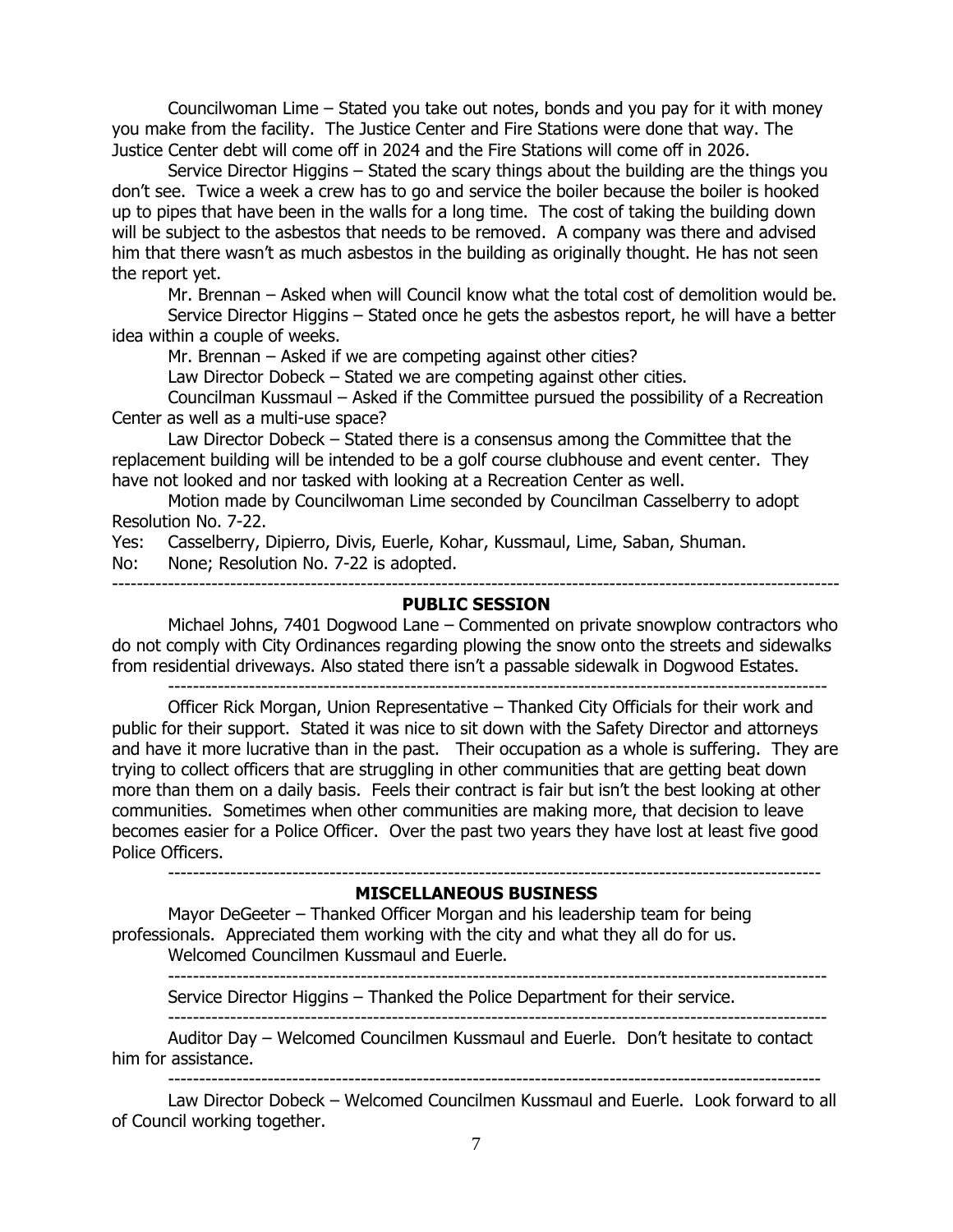Councilwoman Lime – Stated you take out notes, bonds and you pay for it with money you make from the facility. The Justice Center and Fire Stations were done that way. The Justice Center debt will come off in 2024 and the Fire Stations will come off in 2026.

Service Director Higgins – Stated the scary things about the building are the things you don't see. Twice a week a crew has to go and service the boiler because the boiler is hooked up to pipes that have been in the walls for a long time. The cost of taking the building down will be subject to the asbestos that needs to be removed. A company was there and advised him that there wasn't as much asbestos in the building as originally thought. He has not seen the report yet.

Mr. Brennan – Asked when will Council know what the total cost of demolition would be.

Service Director Higgins – Stated once he gets the asbestos report, he will have a better idea within a couple of weeks.

Mr. Brennan – Asked if we are competing against other cities?

Law Director Dobeck – Stated we are competing against other cities.

Councilman Kussmaul – Asked if the Committee pursued the possibility of a Recreation Center as well as a multi-use space?

Law Director Dobeck – Stated there is a consensus among the Committee that the replacement building will be intended to be a golf course clubhouse and event center. They have not looked and nor tasked with looking at a Recreation Center as well.

Motion made by Councilwoman Lime seconded by Councilman Casselberry to adopt Resolution No. 7-22.

Yes: Casselberry, Dipierro, Divis, Euerle, Kohar, Kussmaul, Lime, Saban, Shuman.

No: None; Resolution No. 7-22 is adopted.

---

## PUBLIC SESSION

Michael Johns, 7401 Dogwood Lane – Commented on private snowplow contractors who do not comply with City Ordinances regarding plowing the snow onto the streets and sidewalks from residential driveways. Also stated there isn't a passable sidewalk in Dogwood Estates.

---

Officer Rick Morgan, Union Representative – Thanked City Officials for their work and public for their support. Stated it was nice to sit down with the Safety Director and attorneys and have it more lucrative than in the past. Their occupation as a whole is suffering. They are trying to collect officers that are struggling in other communities that are getting beat down more than them on a daily basis. Feels their contract is fair but isn't the best looking at other communities. Sometimes when other communities are making more, that decision to leave becomes easier for a Police Officer. Over the past two years they have lost at least five good Police Officers.

---

## MISCELLANEOUS BUSINESS

Mayor DeGeeter – Thanked Officer Morgan and his leadership team for being professionals. Appreciated them working with the city and what they all do for us.

Welcomed Councilmen Kussmaul and Euerle.

---

Service Director Higgins – Thanked the Police Department for their service.

---

Auditor Day – Welcomed Councilmen Kussmaul and Euerle. Don't hesitate to contact him for assistance.

---

Law Director Dobeck – Welcomed Councilmen Kussmaul and Euerle. Look forward to all of Council working together.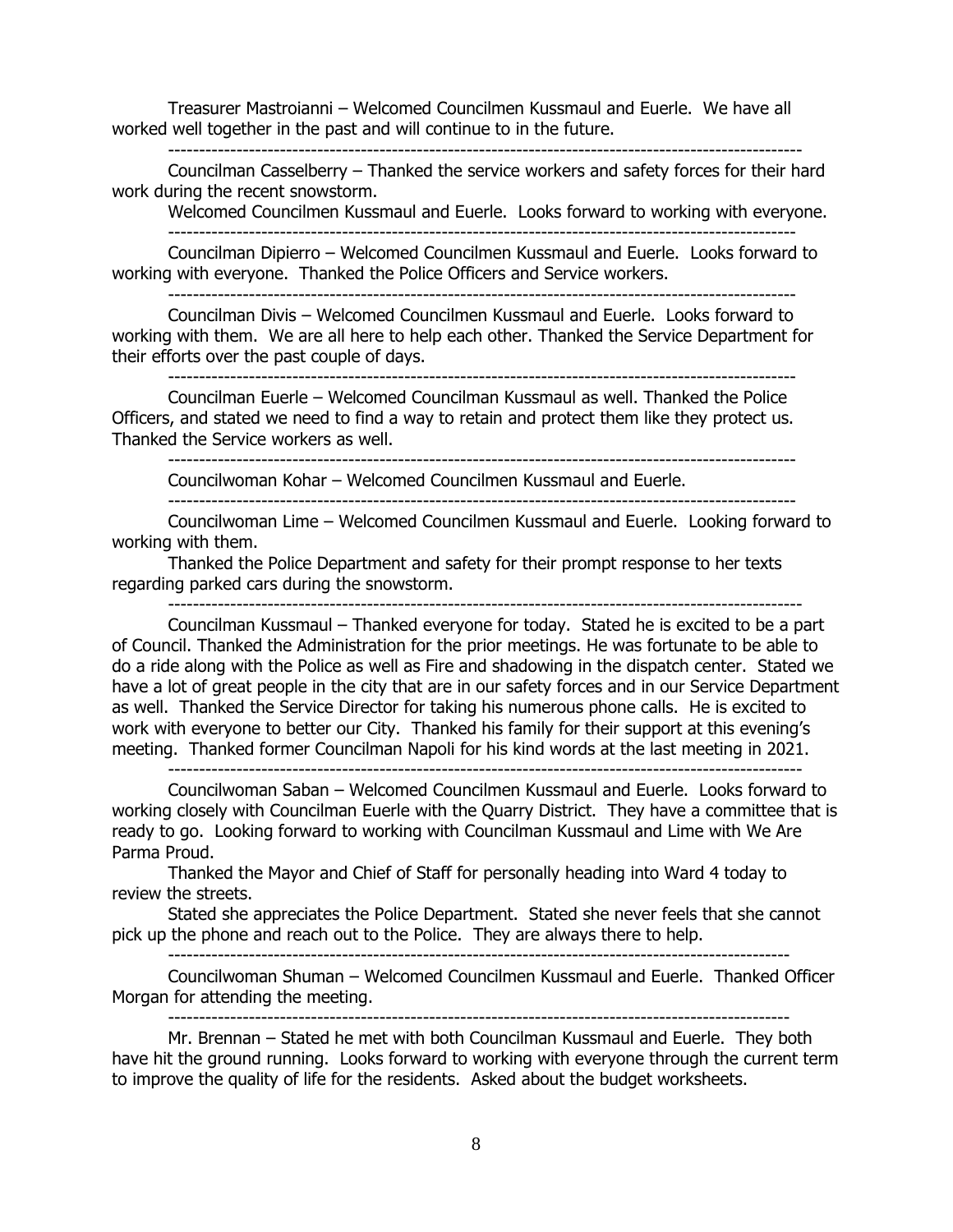Treasurer Mastroianni – Welcomed Councilmen Kussmaul and Euerle. We have all worked well together in the past and will continue to in the future.

---

Councilman Casselberry – Thanked the service workers and safety forces for their hard work during the recent snowstorm.

Welcomed Councilmen Kussmaul and Euerle. Looks forward to working with everyone.

---

Councilman Dipierro – Welcomed Councilmen Kussmaul and Euerle. Looks forward to working with everyone. Thanked the Police Officers and Service workers.

---

Councilman Divis – Welcomed Councilmen Kussmaul and Euerle. Looks forward to working with them. We are all here to help each other. Thanked the Service Department for their efforts over the past couple of days.

---

Councilman Euerle – Welcomed Councilman Kussmaul as well. Thanked the Police Officers, and stated we need to find a way to retain and protect them like they protect us. Thanked the Service workers as well.

---

Councilwoman Kohar – Welcomed Councilmen Kussmaul and Euerle.

---

Councilwoman Lime – Welcomed Councilmen Kussmaul and Euerle. Looking forward to working with them.

Thanked the Police Department and safety for their prompt response to her texts regarding parked cars during the snowstorm.

---

Councilman Kussmaul – Thanked everyone for today. Stated he is excited to be a part of Council. Thanked the Administration for the prior meetings. He was fortunate to be able to do a ride along with the Police as well as Fire and shadowing in the dispatch center. Stated we have a lot of great people in the city that are in our safety forces and in our Service Department as well. Thanked the Service Director for taking his numerous phone calls. He is excited to work with everyone to better our City. Thanked his family for their support at this evening's meeting. Thanked former Councilman Napoli for his kind words at the last meeting in 2021.

---

Councilwoman Saban – Welcomed Councilmen Kussmaul and Euerle. Looks forward to working closely with Councilman Euerle with the Quarry District. They have a committee that is ready to go. Looking forward to working with Councilman Kussmaul and Lime with We Are Parma Proud.

Thanked the Mayor and Chief of Staff for personally heading into Ward 4 today to review the streets.

Stated she appreciates the Police Department. Stated she never feels that she cannot pick up the phone and reach out to the Police. They are always there to help.

---

Councilwoman Shuman – Welcomed Councilmen Kussmaul and Euerle. Thanked Officer Morgan for attending the meeting.

---

Mr. Brennan – Stated he met with both Councilman Kussmaul and Euerle. They both have hit the ground running. Looks forward to working with everyone through the current term to improve the quality of life for the residents. Asked about the budget worksheets.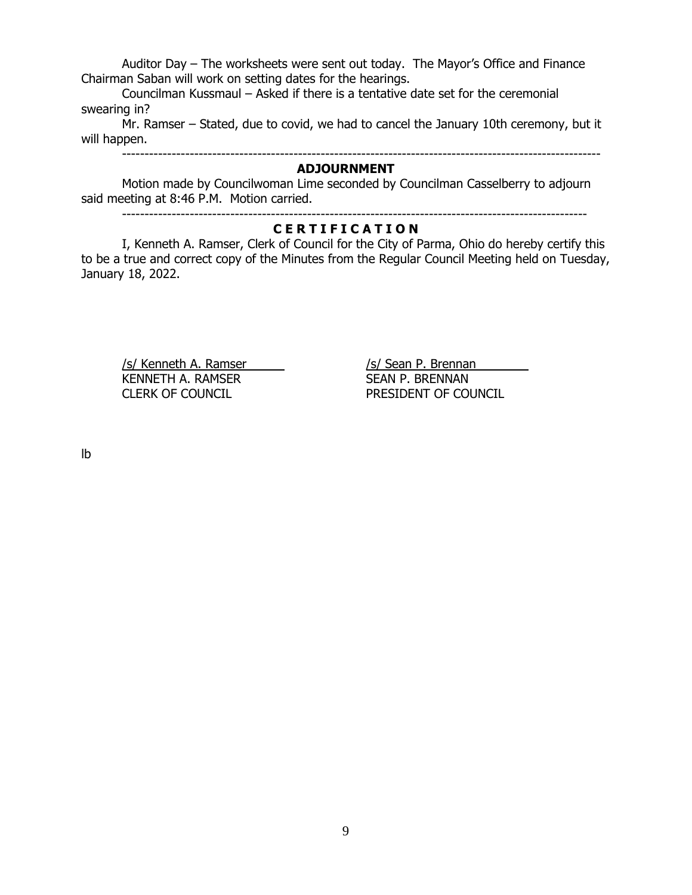Auditor Day – The worksheets were sent out today. The Mayor's Office and Finance Chairman Saban will work on setting dates for the hearings.

Councilman Kussmaul – Asked if there is a tentative date set for the ceremonial swearing in?

Mr. Ramser – Stated, due to covid, we had to cancel the January 10th ceremony, but it will happen.

---

## ADJOURNMENT

Motion made by Councilwoman Lime seconded by Councilman Casselberry to adjourn said meeting at 8:46 P.M. Motion carried.

---

## C E R T I F I C A T I O N

I, Kenneth A. Ramser, Clerk of Council for the City of Parma, Ohio do hereby certify this to be a true and correct copy of the Minutes from the Regular Council Meeting held on Tuesday, January 18, 2022.

| | |
|---|---|
| /s/ Kenneth A. Ramser | /s/ Sean P. Brennan |
| KENNETH A. RAMSER | SEAN P. BRENNAN |
| CLERK OF COUNCIL | PRESIDENT OF COUNCIL |

lb